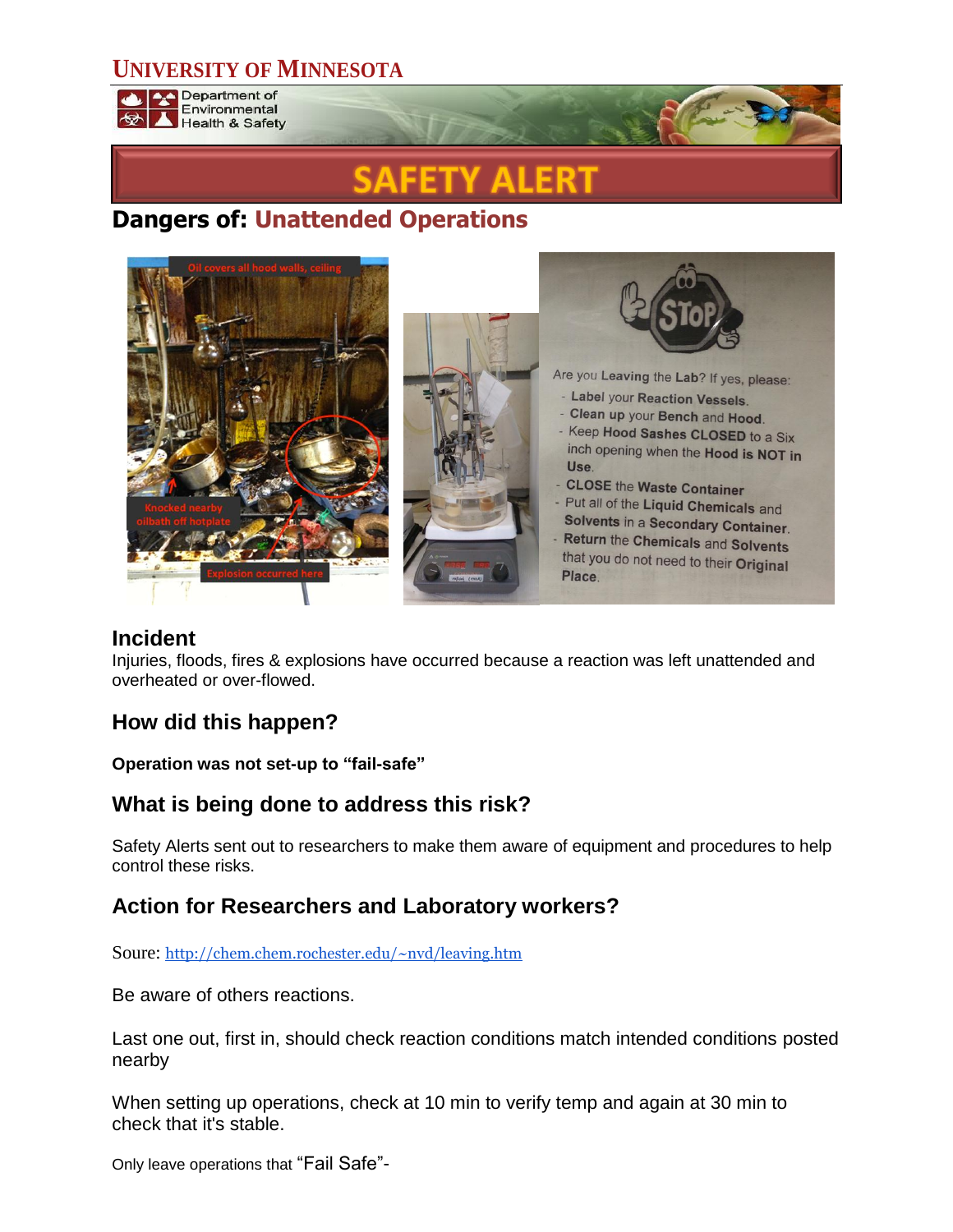# UNIVERSITY OF MINNESOTA

Department of Environmental Health & Safety

# SAFETY ALERT

## Dangers of: Unattended Operations

Oil covers all hood walls, ceiling

Knocked nearby oilbath off hotplate

Explosion occurred here

STOP

Are you Leaving the Lab? If yes, please:

- Label your Reaction Vessels.
- Clean up your Bench and Hood.
- Keep Hood Sashes CLOSED to a Six inch opening when the Hood is NOT in Use.
- CLOSE the Waste Container
- Put all of the Liquid Chemicals and Solvents in a Secondary Container.
- Return the Chemicals and Solvents that you do not need to their Original Place.

## Incident

Injuries, floods, fires & explosions have occurred because a reaction was left unattended and overheated or over-flowed.

## How did this happen?

**Operation was not set-up to "fail-safe"**

## What is being done to address this risk?

Safety Alerts sent out to researchers to make them aware of equipment and procedures to help control these risks.

## Action for Researchers and Laboratory workers?

Soure: http://chem.chem.rochester.edu/~nvd/leaving.htm

Be aware of others reactions.

Last one out, first in, should check reaction conditions match intended conditions posted nearby

When setting up operations, check at 10 min to verify temp and again at 30 min to check that it's stable.

Only leave operations that "Fail Safe"-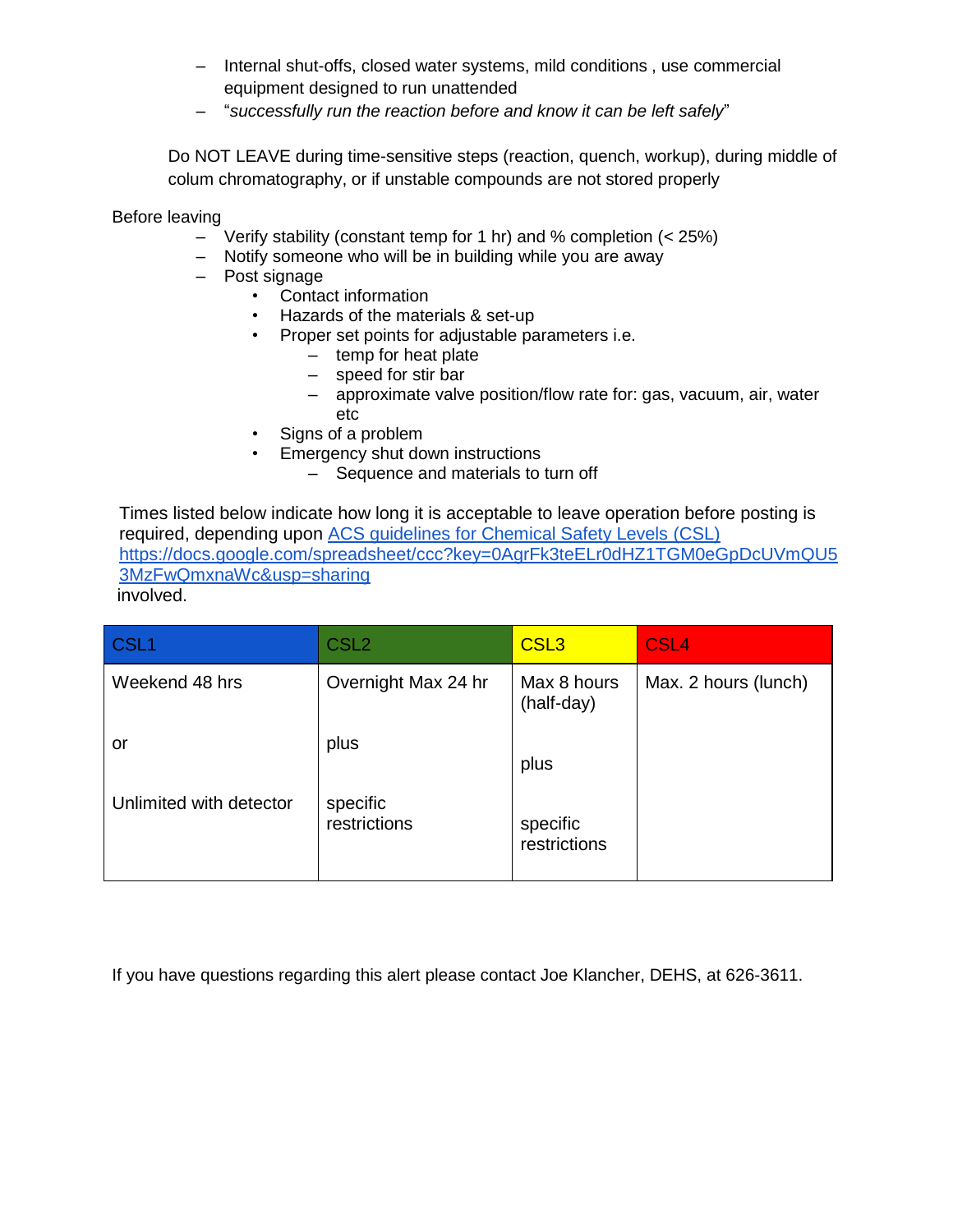- Internal shut-offs, closed water systems, mild conditions , use commercial equipment designed to run unattended
- "*successfully run the reaction before and know it can be left safely*"

Do NOT LEAVE during time-sensitive steps (reaction, quench, workup), during middle of colum chromatography, or if unstable compounds are not stored properly

Before leaving

- Verify stability (constant temp for 1 hr) and % completion (< 25%)
- Notify someone who will be in building while you are away
- Post signage
  - Contact information
  - Hazards of the materials & set-up
  - Proper set points for adjustable parameters i.e.
    - temp for heat plate
    - speed for stir bar
    - approximate valve position/flow rate for: gas, vacuum, air, water etc
  - Signs of a problem
  - Emergency shut down instructions
    - Sequence and materials to turn off

Times listed below indicate how long it is acceptable to leave operation before posting is required, depending upon [ACS guidelines for Chemical Safety Levels (CSL)](https://docs.google.com/spreadsheet/ccc?key=0AgrFk3teELr0dHZ1TGM0eGpDcUVmQU53MzFwQmxnaWc&usp=sharing) https://docs.google.com/spreadsheet/ccc?key=0AgrFk3teELr0dHZ1TGM0eGpDcUVmQU53MzFwQmxnaWc&usp=sharing involved.

| CSL1 | CSL2 | CSL3 | CSL4 |
|---|---|---|---|
| Weekend 48 hrs<br><br>or<br><br>Unlimited with detector | Overnight Max 24 hr<br><br>plus<br><br>specific restrictions | Max 8 hours (half-day)<br><br>plus<br><br>specific restrictions | Max. 2 hours (lunch) |

If you have questions regarding this alert please contact Joe Klancher, DEHS, at 626-3611.